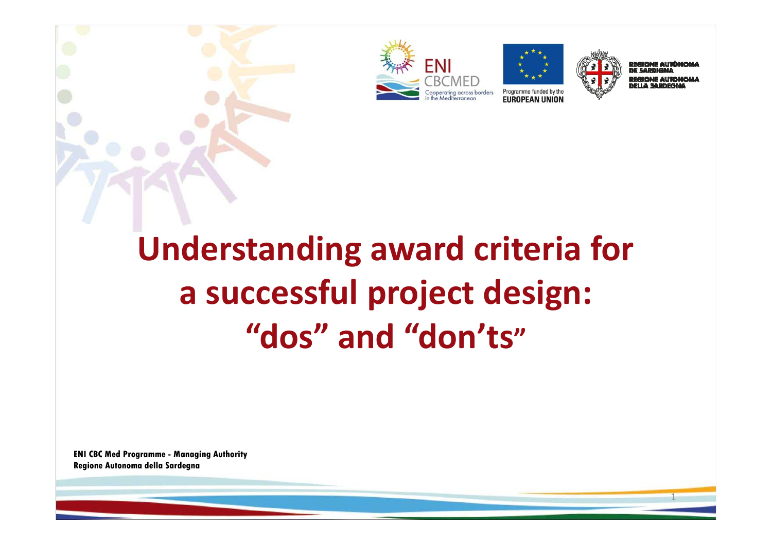ENI CBCMED — Cooperating across borders in the Mediterranean

Programme funded by the EUROPEAN UNION

REGIONE AUTÒNOMA DE SARDIGNA
REGIONE AUTONOMA DELLA SARDEGNA

# Understanding award criteria for a successful project design: "dos" and "don'ts"

**ENI CBC Med Programme - Managing Authority**
**Regione Autonoma della Sardegna**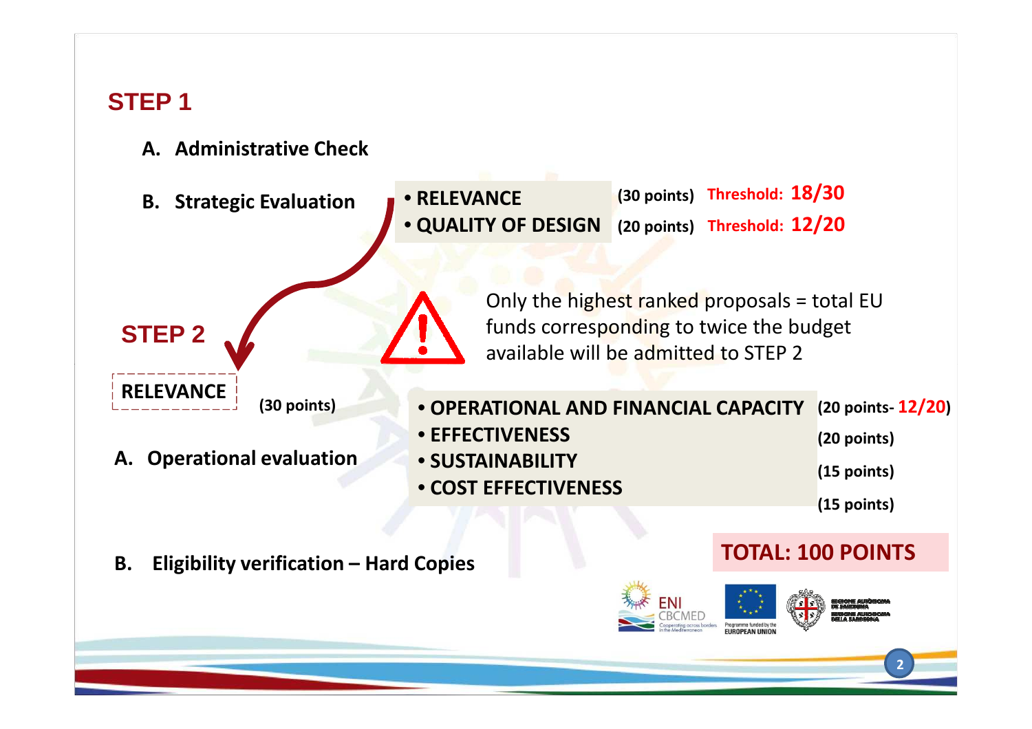## STEP 1

**A. Administrative Check**

**B. Strategic Evaluation**

- **RELEVANCE** **(30 points)** Threshold: **18/30**
- **QUALITY OF DESIGN** **(20 points)** Threshold: **12/20**

Only the highest ranked proposals = total EU funds corresponding to twice the budget available will be admitted to STEP 2

## STEP 2

**RELEVANCE** **(30 points)**

**A. Operational evaluation**

- **OPERATIONAL AND FINANCIAL CAPACITY** **(20 points- 12/20)**
- **EFFECTIVENESS** **(20 points)**
- **SUSTAINABILITY** **(15 points)**
- **COST EFFECTIVENESS** **(15 points)**

**B. Eligibility verification – Hard Copies**

**TOTAL: 100 POINTS**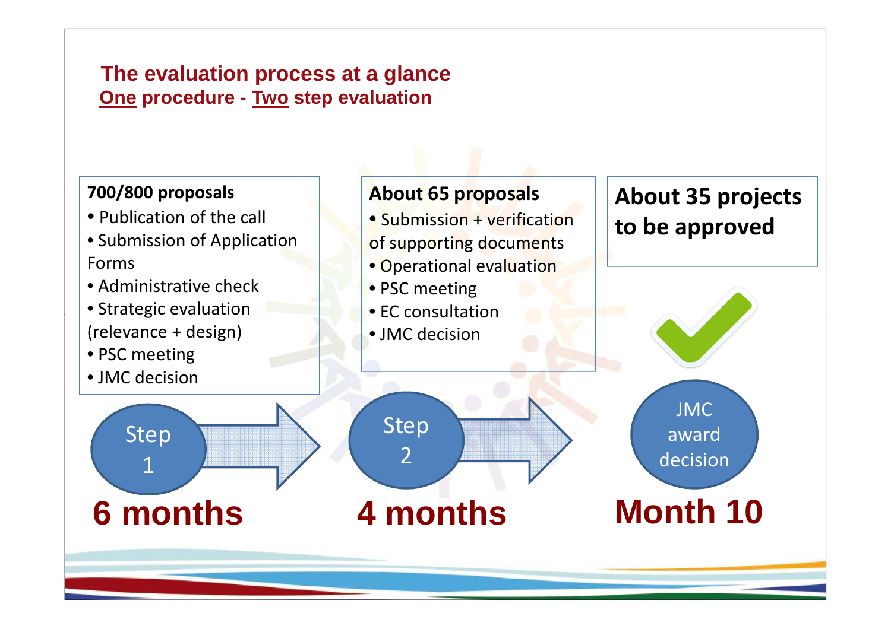## The evaluation process at a glance

### One procedure - Two step evaluation

**700/800 proposals**

- Publication of the call
- Submission of Application Forms
- Administrative check
- Strategic evaluation (relevance + design)
- PSC meeting
- JMC decision

Step 1

**6 months**

**About 65 proposals**

- Submission + verification of supporting documents
- Operational evaluation
- PSC meeting
- EC consultation
- JMC decision

Step 2

**4 months**

**About 35 projects to be approved**

JMC award decision

**Month 10**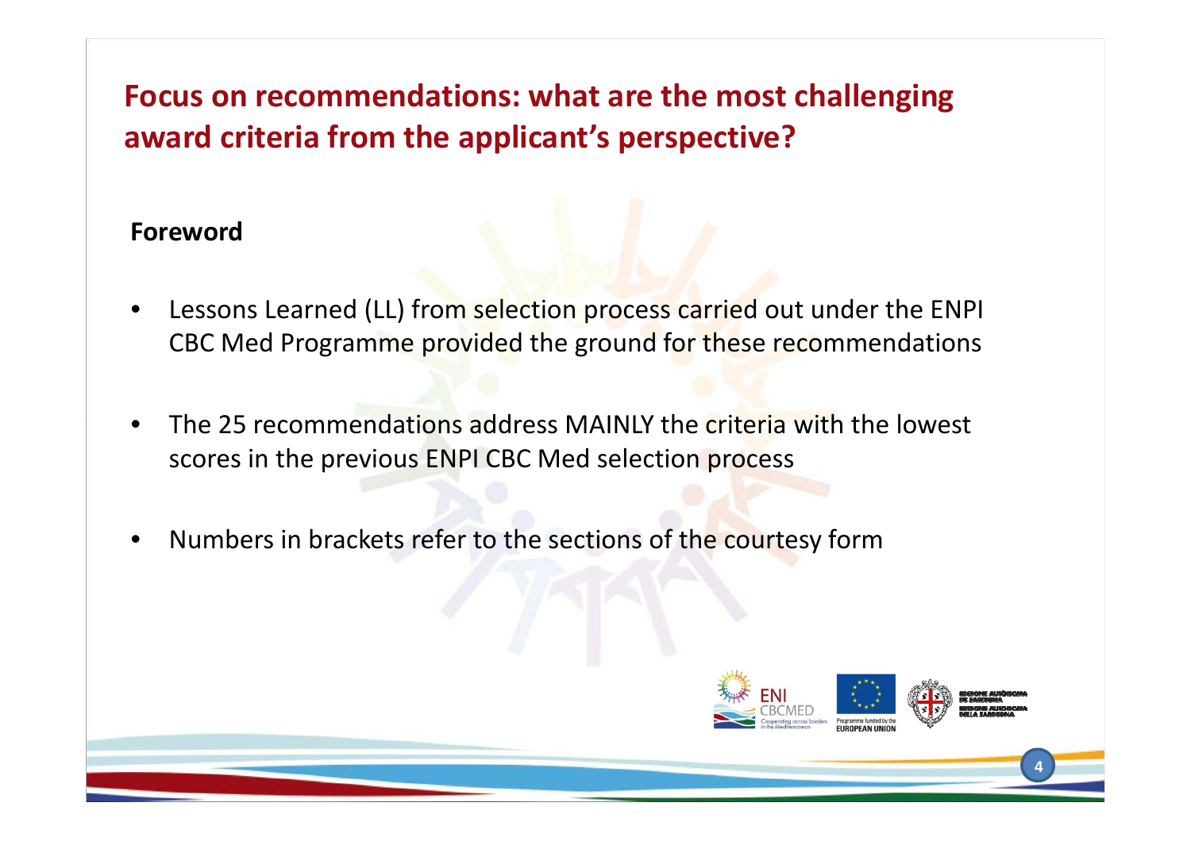## Focus on recommendations: what are the most challenging award criteria from the applicant's perspective?

**Foreword**

- Lessons Learned (LL) from selection process carried out under the ENPI CBC Med Programme provided the ground for these recommendations
- The 25 recommendations address MAINLY the criteria with the lowest scores in the previous ENPI CBC Med selection process
- Numbers in brackets refer to the sections of the courtesy form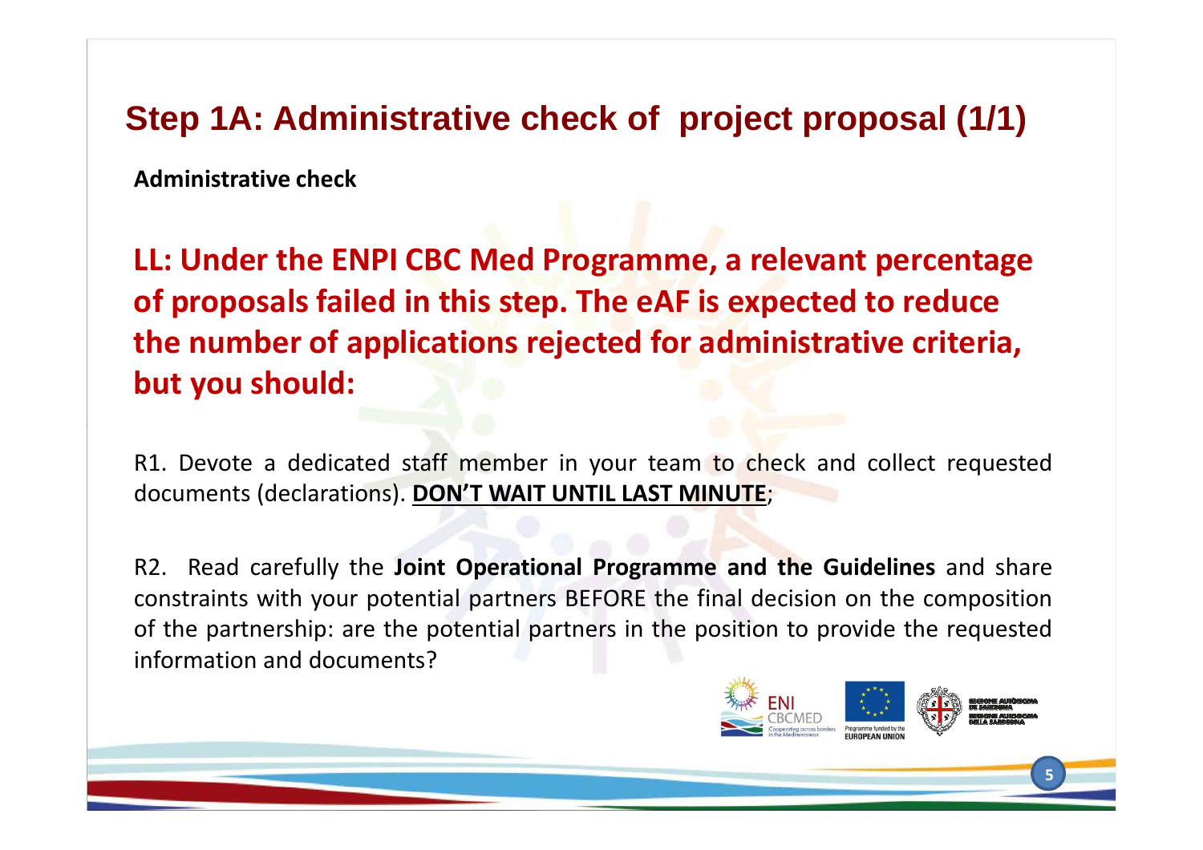# Step 1A: Administrative check of project proposal (1/1)

**Administrative check**

**LL: Under the ENPI CBC Med Programme, a relevant percentage of proposals failed in this step. The eAF is expected to reduce the number of applications rejected for administrative criteria, but you should:**

R1. Devote a dedicated staff member in your team to check and collect requested documents (declarations). **<u>DON'T WAIT UNTIL LAST MINUTE</u>**;

R2. Read carefully the **Joint Operational Programme and the Guidelines** and share constraints with your potential partners BEFORE the final decision on the composition of the partnership: are the potential partners in the position to provide the requested information and documents?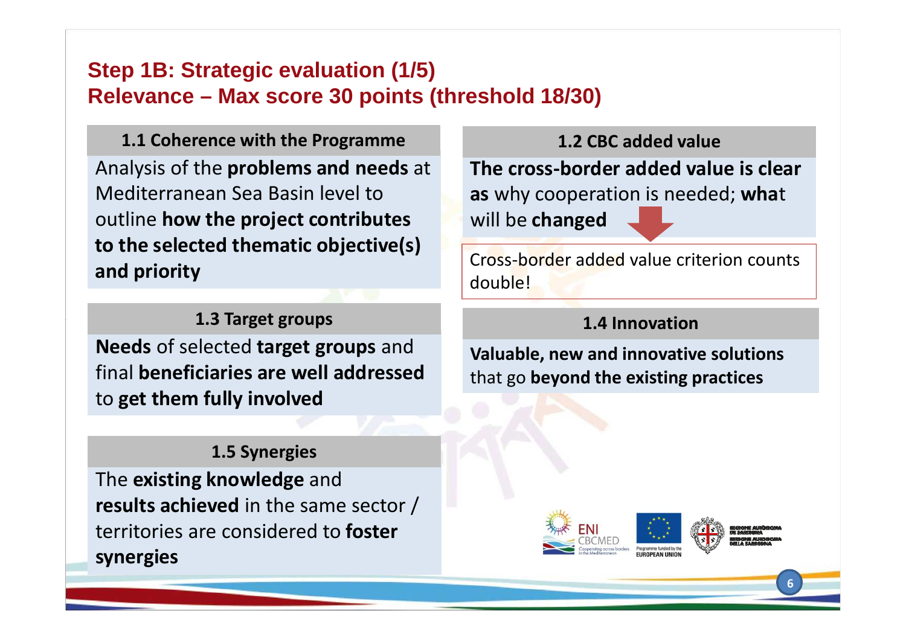## Step 1B: Strategic evaluation (1/5)
## Relevance – Max score 30 points (threshold 18/30)

### 1.1 Coherence with the Programme

Analysis of the **problems and needs** at Mediterranean Sea Basin level to outline **how the project contributes to the selected thematic objective(s) and priority**

### 1.2 CBC added value

**The cross-border added value is clear as** why cooperation is needed; **what** will be **changed**

Cross-border added value criterion counts double!

### 1.3 Target groups

**Needs** of selected **target groups** and final **beneficiaries are well addressed** to **get them fully involved**

### 1.4 Innovation

**Valuable, new and innovative solutions** that go **beyond the existing practices**

### 1.5 Synergies

The **existing knowledge** and **results achieved** in the same sector / territories are considered to **foster synergies**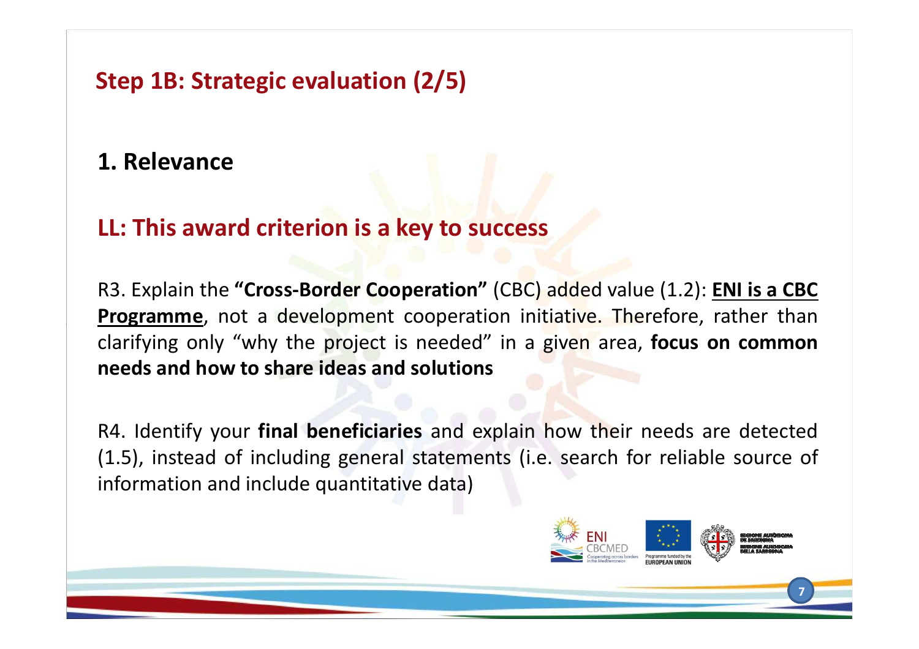## Step 1B: Strategic evaluation (2/5)

### 1. Relevance

### LL: This award criterion is a key to success

R3. Explain the **"Cross-Border Cooperation"** (CBC) added value (1.2): **<u>ENI is a CBC Programme</u>**, not a development cooperation initiative. Therefore, rather than clarifying only "why the project is needed" in a given area, **focus on common needs and how to share ideas and solutions**

R4. Identify your **final beneficiaries** and explain how their needs are detected (1.5), instead of including general statements (i.e. search for reliable source of information and include quantitative data)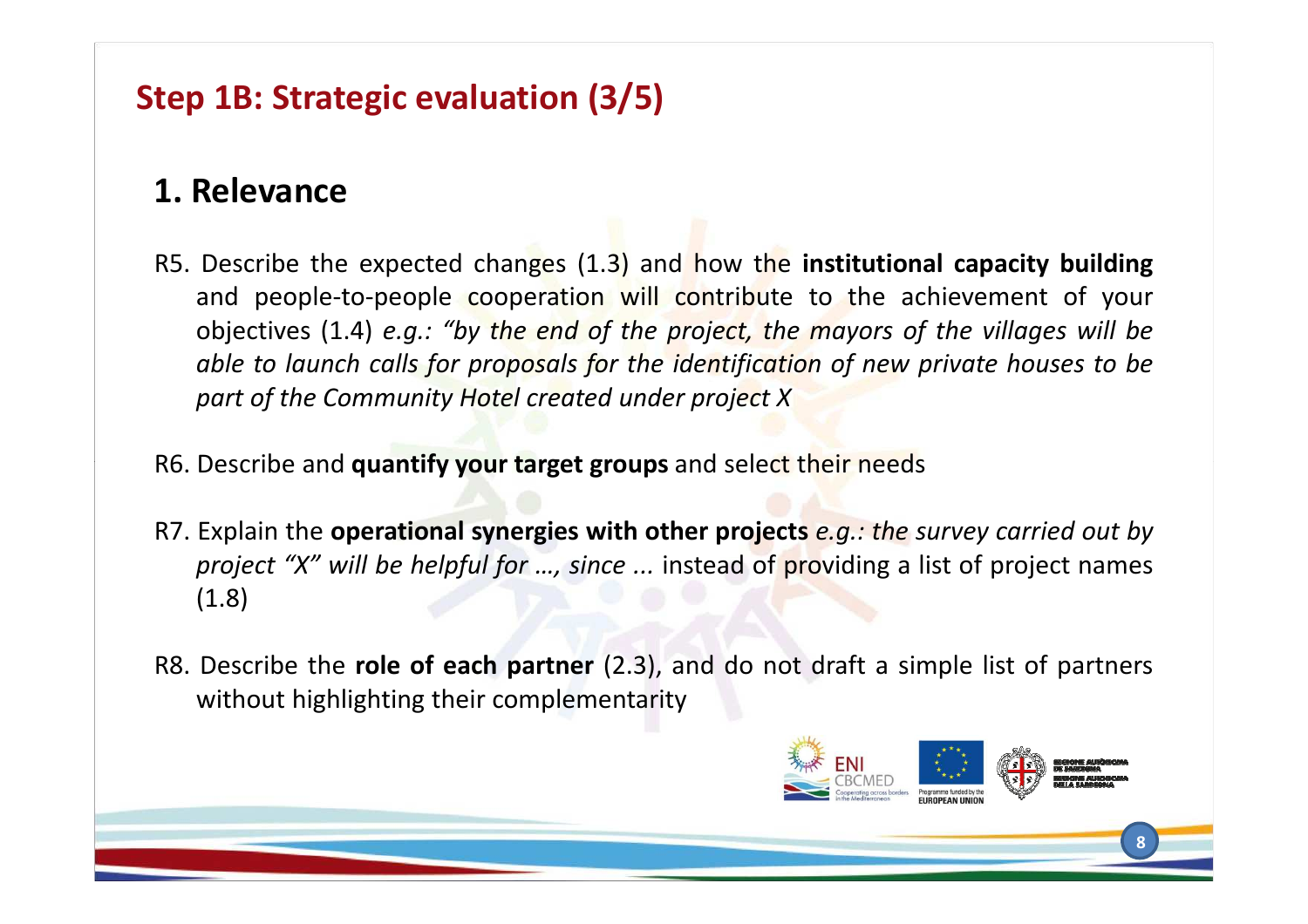## Step 1B: Strategic evaluation (3/5)

### 1. Relevance

R5. Describe the expected changes (1.3) and how the **institutional capacity building** and people-to-people cooperation will contribute to the achievement of your objectives (1.4) *e.g.: "by the end of the project, the mayors of the villages will be able to launch calls for proposals for the identification of new private houses to be part of the Community Hotel created under project X*

R6. Describe and **quantify your target groups** and select their needs

R7. Explain the **operational synergies with other projects** *e.g.: the survey carried out by project "X" will be helpful for …, since ...* instead of providing a list of project names (1.8)

R8. Describe the **role of each partner** (2.3), and do not draft a simple list of partners without highlighting their complementarity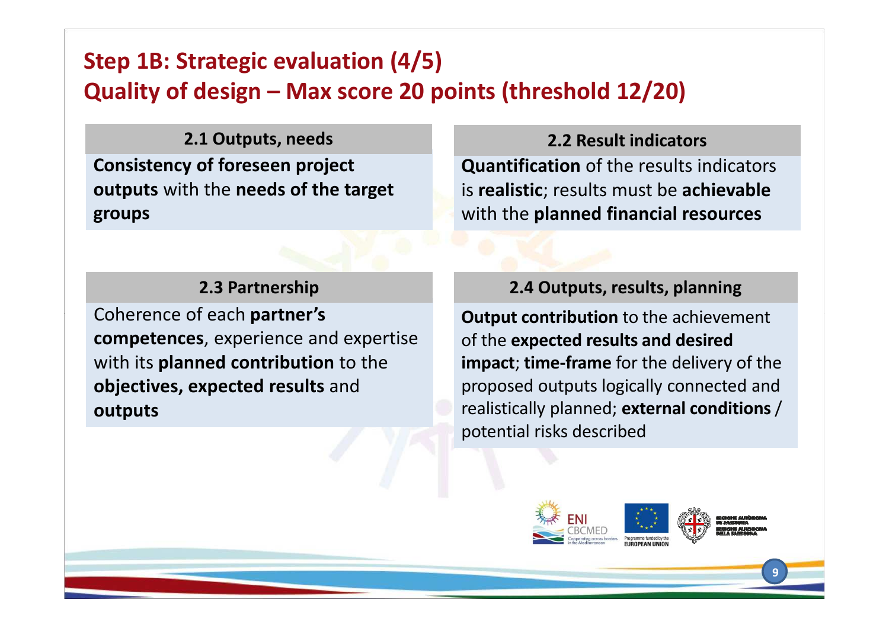## Step 1B: Strategic evaluation (4/5)
## Quality of design – Max score 20 points (threshold 12/20)

### 2.1 Outputs, needs

**Consistency of foreseen project outputs** with the **needs of the target groups**

### 2.2 Result indicators

**Quantification** of the results indicators is **realistic**; results must be **achievable** with the **planned financial resources**

### 2.3 Partnership

Coherence of each **partner's competences**, experience and expertise with its **planned contribution** to the **objectives, expected results** and **outputs**

### 2.4 Outputs, results, planning

**Output contribution** to the achievement of the **expected results and desired impact**; **time-frame** for the delivery of the proposed outputs logically connected and realistically planned; **external conditions** / potential risks described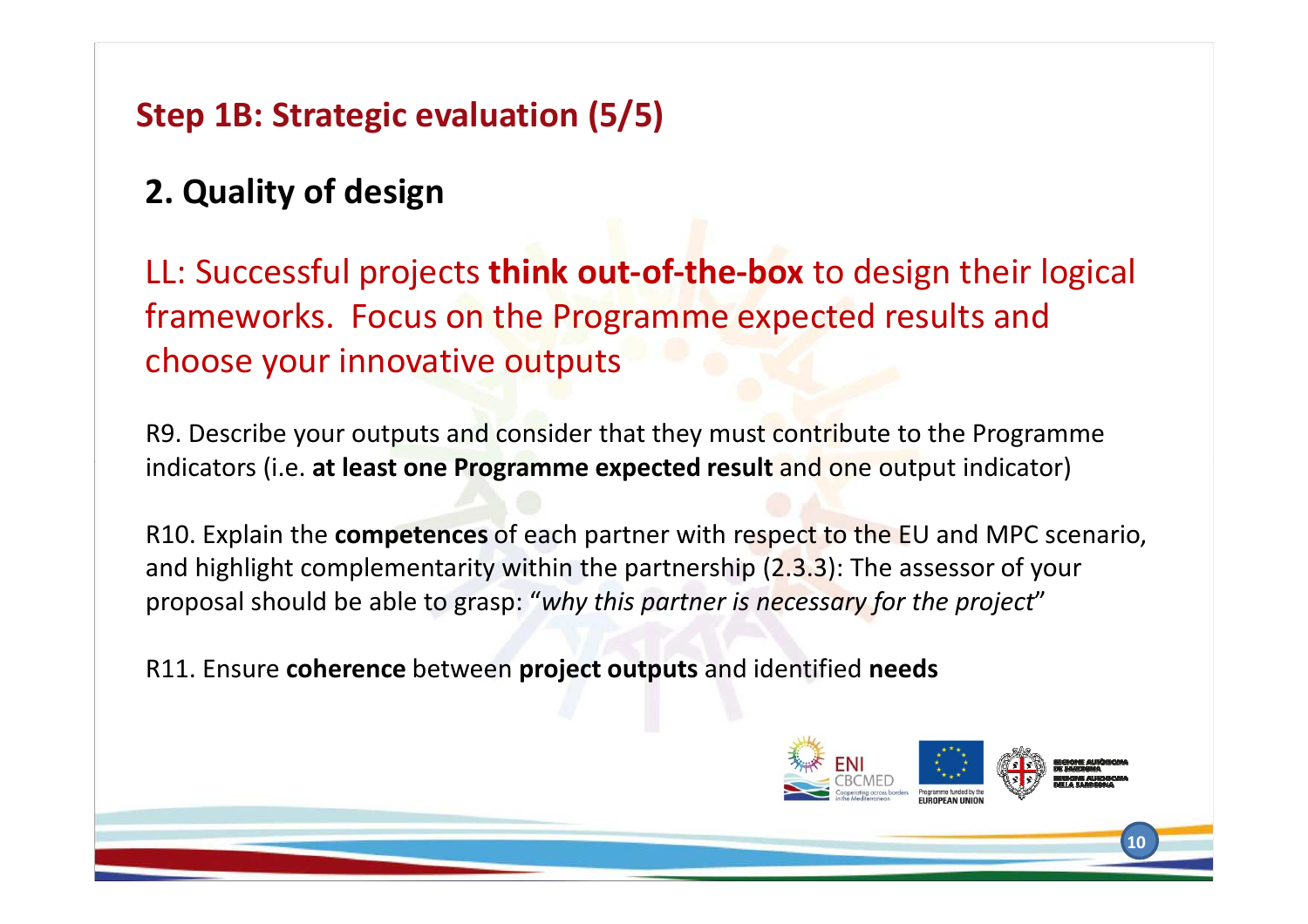## Step 1B: Strategic evaluation (5/5)

### 2. Quality of design

LL: Successful projects **think out-of-the-box** to design their logical frameworks. Focus on the Programme expected results and choose your innovative outputs

R9. Describe your outputs and consider that they must contribute to the Programme indicators (i.e. **at least one Programme expected result** and one output indicator)

R10. Explain the **competences** of each partner with respect to the EU and MPC scenario, and highlight complementarity within the partnership (2.3.3): The assessor of your proposal should be able to grasp: "*why this partner is necessary for the project*"

R11. Ensure **coherence** between **project outputs** and identified **needs**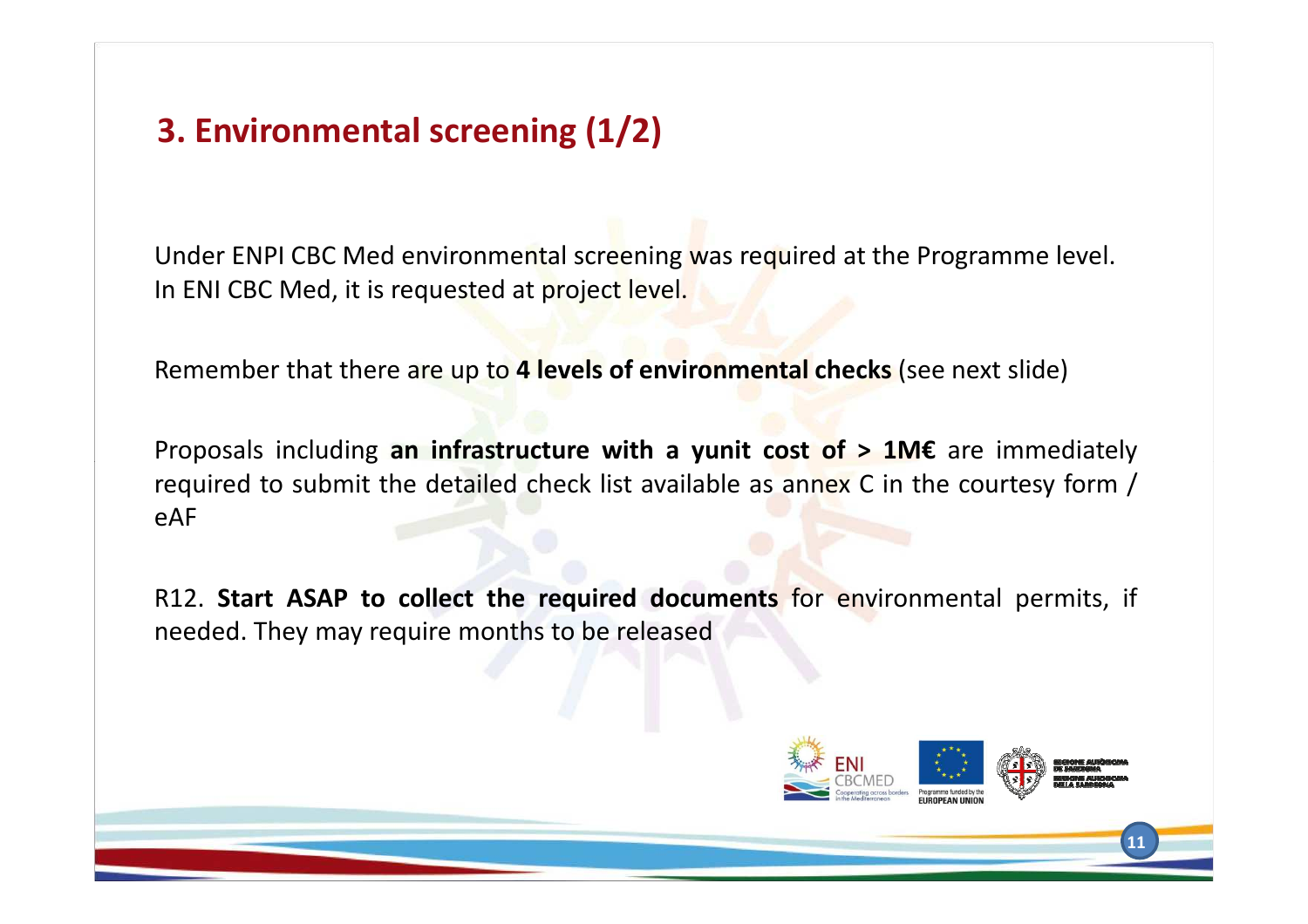# 3. Environmental screening (1/2)

Under ENPI CBC Med environmental screening was required at the Programme level. In ENI CBC Med, it is requested at project level.

Remember that there are up to **4 levels of environmental checks** (see next slide)

Proposals including **an infrastructure with a yunit cost of > 1M€** are immediately required to submit the detailed check list available as annex C in the courtesy form / eAF

R12. **Start ASAP to collect the required documents** for environmental permits, if needed. They may require months to be released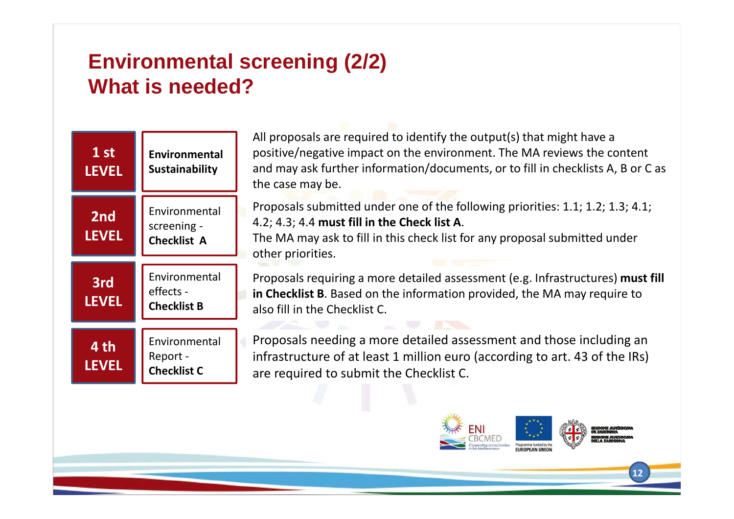# Environmental screening (2/2)
# What is needed?

| Level | Type | Description |
|---|---|---|
| 1 st LEVEL | **Environmental Sustainability** | All proposals are required to identify the output(s) that might have a positive/negative impact on the environment. The MA reviews the content and may ask further information/documents, or to fill in checklists A, B or C as the case may be. |
| 2nd LEVEL | Environmental screening - **Checklist A** | Proposals submitted under one of the following priorities: 1.1; 1.2; 1.3; 4.1; 4.2; 4.3; 4.4 **must fill in the Check list A**. The MA may ask to fill in this check list for any proposal submitted under other priorities. |
| 3rd LEVEL | Environmental effects - **Checklist B** | Proposals requiring a more detailed assessment (e.g. Infrastructures) **must fill in Checklist B**. Based on the information provided, the MA may require to also fill in the Checklist C. |
| 4 th LEVEL | Environmental Report - **Checklist C** | Proposals needing a more detailed assessment and those including an infrastructure of at least 1 million euro (according to art. 43 of the IRs) are required to submit the Checklist C. |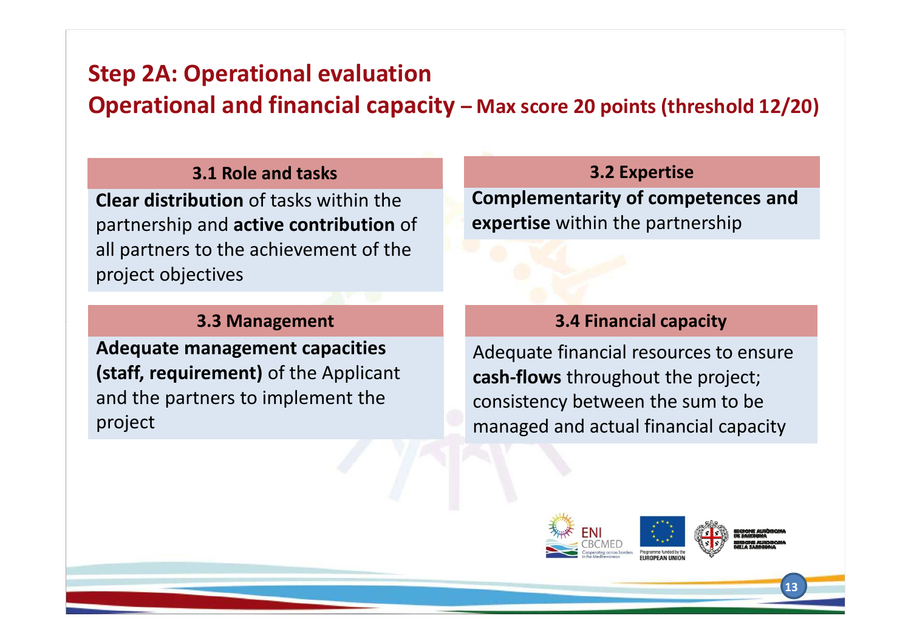# Step 2A: Operational evaluation

## Operational and financial capacity – Max score 20 points (threshold 12/20)

### 3.1 Role and tasks

**Clear distribution** of tasks within the partnership and **active contribution** of all partners to the achievement of the project objectives

### 3.2 Expertise

**Complementarity of competences and expertise** within the partnership

### 3.3 Management

**Adequate management capacities (staff, requirement)** of the Applicant and the partners to implement the project

### 3.4 Financial capacity

Adequate financial resources to ensure **cash-flows** throughout the project; consistency between the sum to be managed and actual financial capacity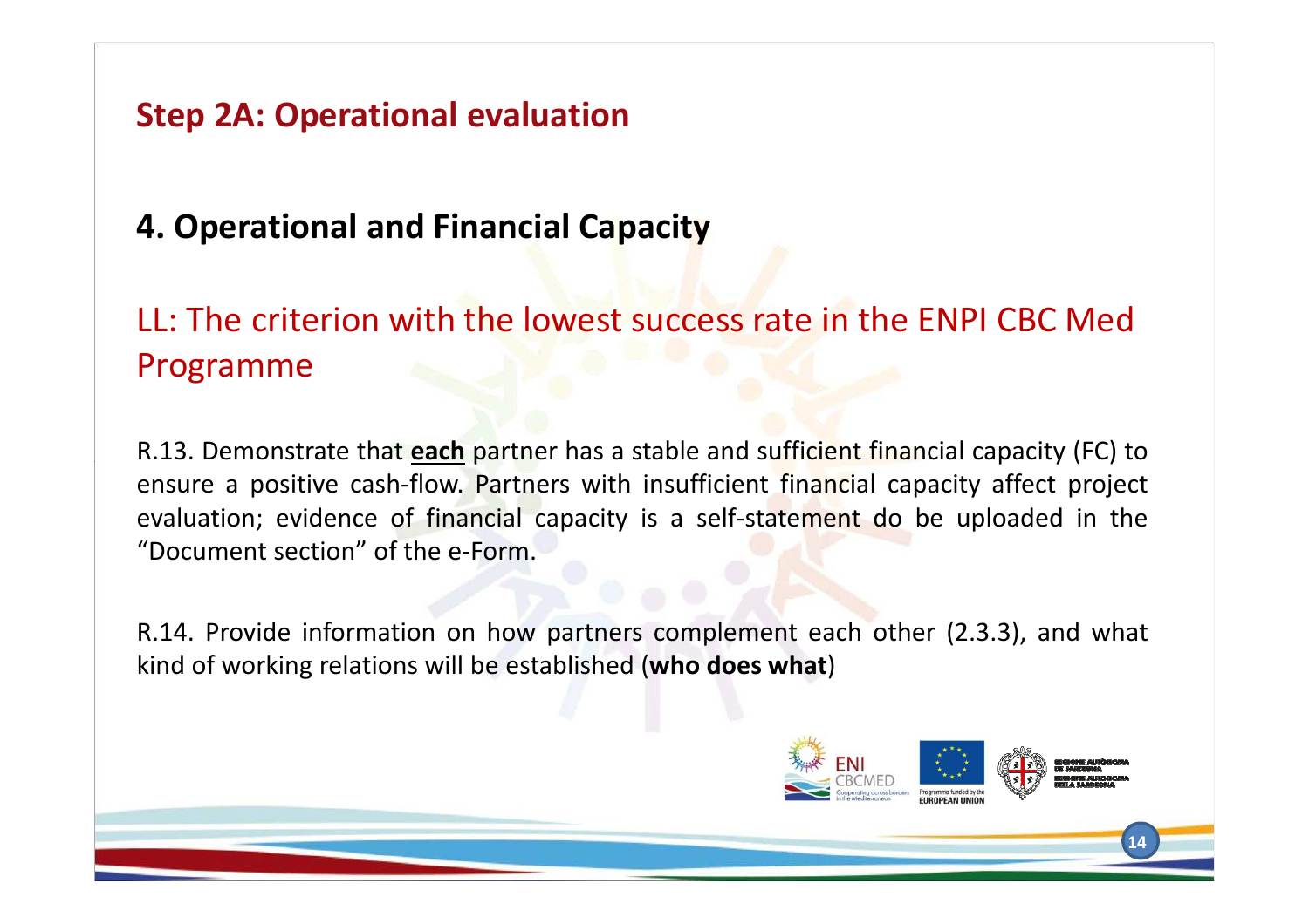## Step 2A: Operational evaluation

### 4. Operational and Financial Capacity

LL: The criterion with the lowest success rate in the ENPI CBC Med Programme

R.13. Demonstrate that **each** partner has a stable and sufficient financial capacity (FC) to ensure a positive cash-flow. Partners with insufficient financial capacity affect project evaluation; evidence of financial capacity is a self-statement do be uploaded in the "Document section" of the e-Form.

R.14. Provide information on how partners complement each other (2.3.3), and what kind of working relations will be established (**who does what**)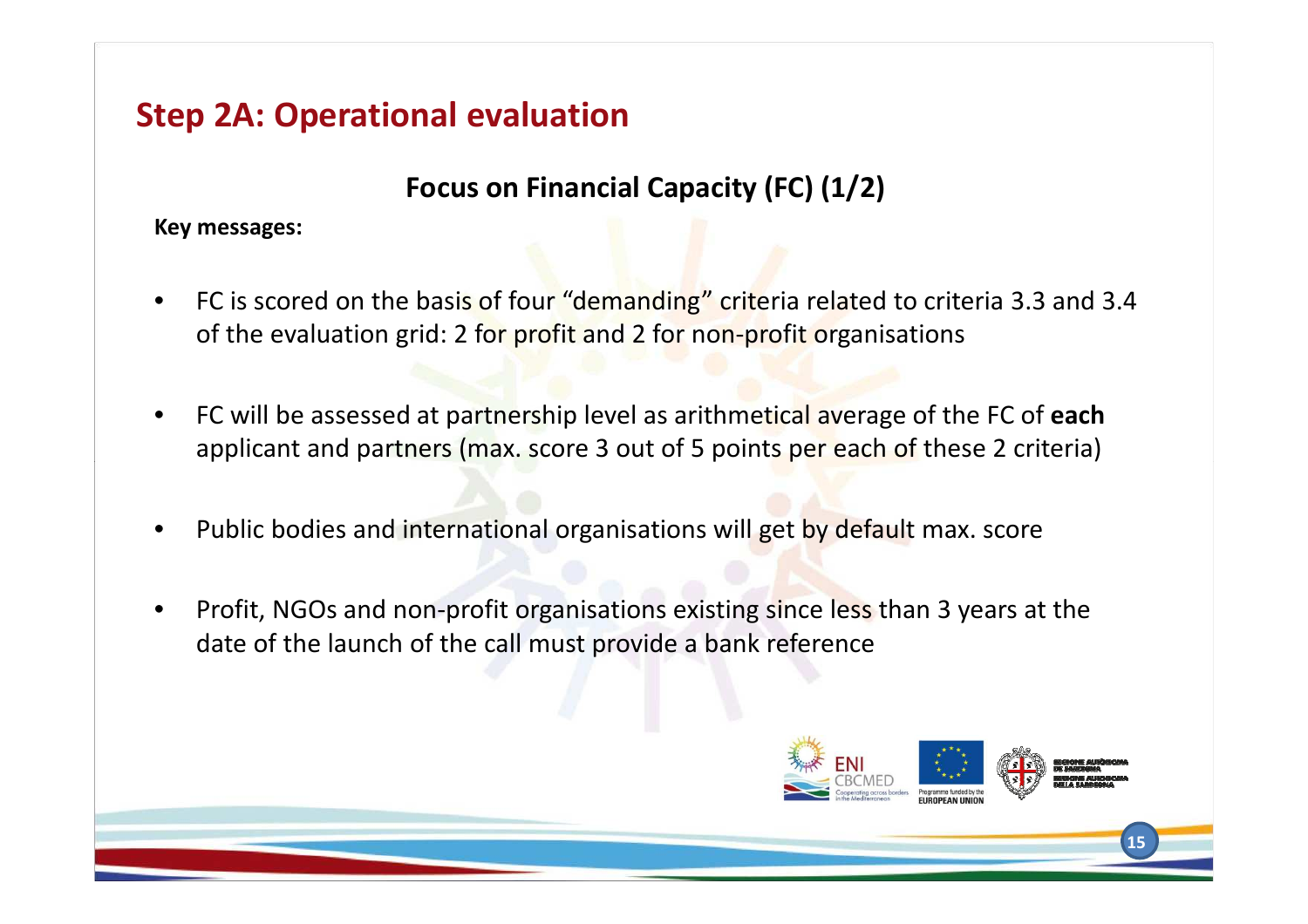## Step 2A: Operational evaluation

### Focus on Financial Capacity (FC) (1/2)

**Key messages:**

- FC is scored on the basis of four “demanding” criteria related to criteria 3.3 and 3.4 of the evaluation grid: 2 for profit and 2 for non-profit organisations
- FC will be assessed at partnership level as arithmetical average of the FC of **each** applicant and partners (max. score 3 out of 5 points per each of these 2 criteria)
- Public bodies and international organisations will get by default max. score
- Profit, NGOs and non-profit organisations existing since less than 3 years at the date of the launch of the call must provide a bank reference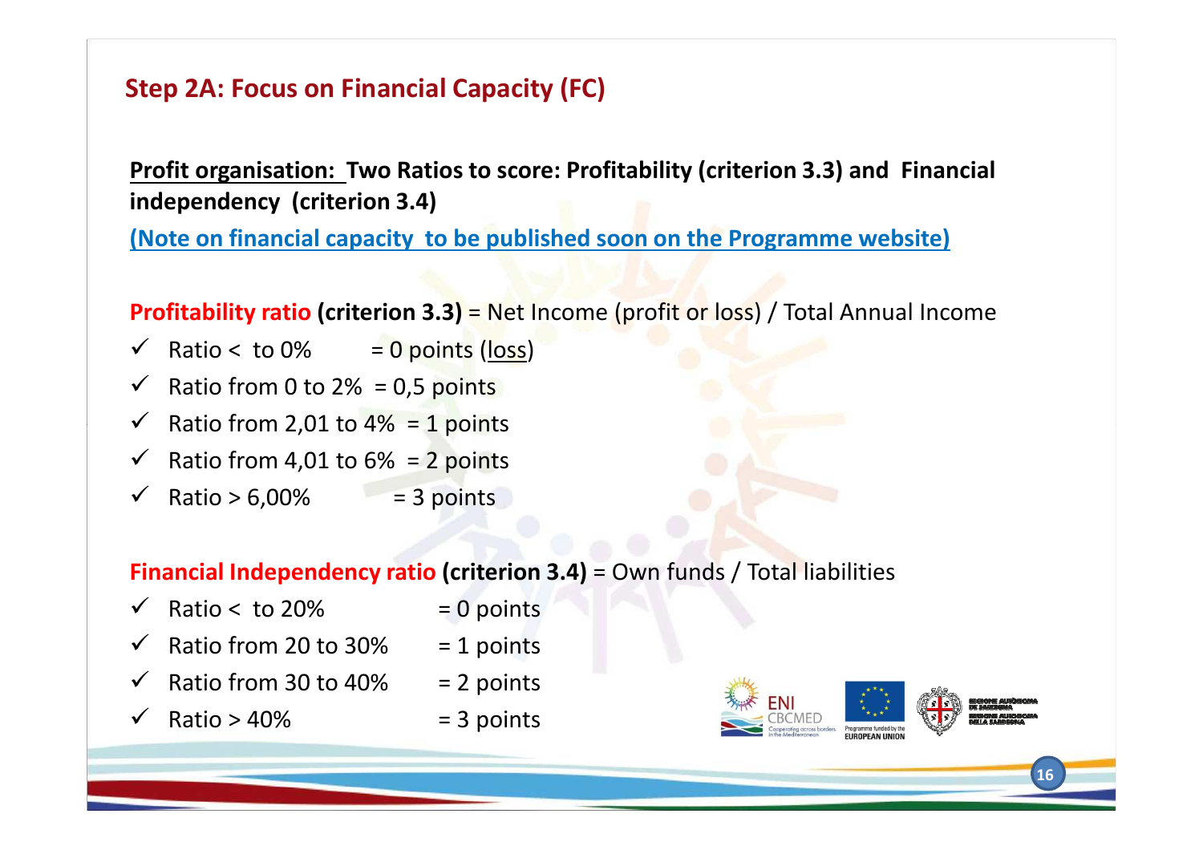## Step 2A: Focus on Financial Capacity (FC)

**<u>Profit organisation:</u> Two Ratios to score: Profitability (criterion 3.3) and Financial independency (criterion 3.4)**

**<u>(Note on financial capacity to be published soon on the Programme website)</u>**

**Profitability ratio (criterion 3.3)** = Net Income (profit or loss) / Total Annual Income

- ✓ Ratio < to 0% = 0 points (<u>loss</u>)
- ✓ Ratio from 0 to 2% = 0,5 points
- ✓ Ratio from 2,01 to 4% = 1 points
- ✓ Ratio from 4,01 to 6% = 2 points
- ✓ Ratio > 6,00% = 3 points

**Financial Independency ratio (criterion 3.4)** = Own funds / Total liabilities

- ✓ Ratio < to 20% = 0 points
- ✓ Ratio from 20 to 30% = 1 points
- ✓ Ratio from 30 to 40% = 2 points
- ✓ Ratio > 40% = 3 points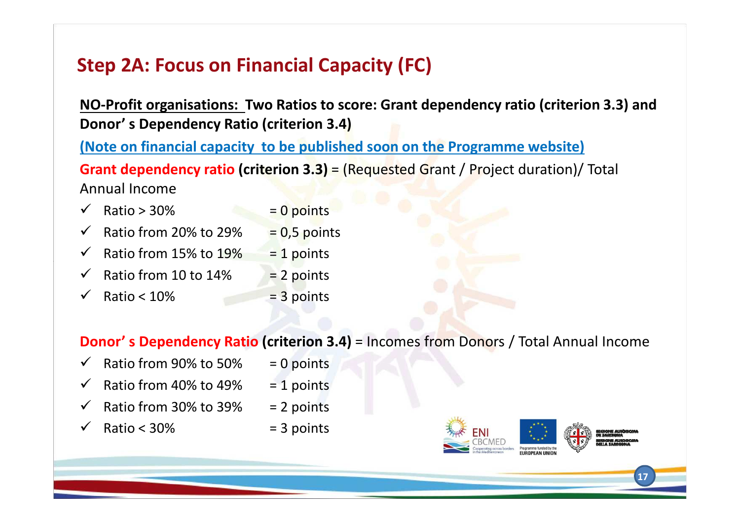## Step 2A: Focus on Financial Capacity (FC)

**NO-Profit organisations: Two Ratios to score: Grant dependency ratio (criterion 3.3) and Donor' s Dependency Ratio (criterion 3.4)**

(Note on financial capacity to be published soon on the Programme website)

**Grant dependency ratio (criterion 3.3)** = (Requested Grant / Project duration)/ Total Annual Income

- ✓ Ratio > 30% = 0 points
- ✓ Ratio from 20% to 29% = 0,5 points
- ✓ Ratio from 15% to 19% = 1 points
- ✓ Ratio from 10 to 14% = 2 points
- ✓ Ratio < 10% = 3 points

**Donor' s Dependency Ratio (criterion 3.4)** = Incomes from Donors / Total Annual Income

- ✓ Ratio from 90% to 50% = 0 points
- ✓ Ratio from 40% to 49% = 1 points
- ✓ Ratio from 30% to 39% = 2 points
- ✓ Ratio < 30% = 3 points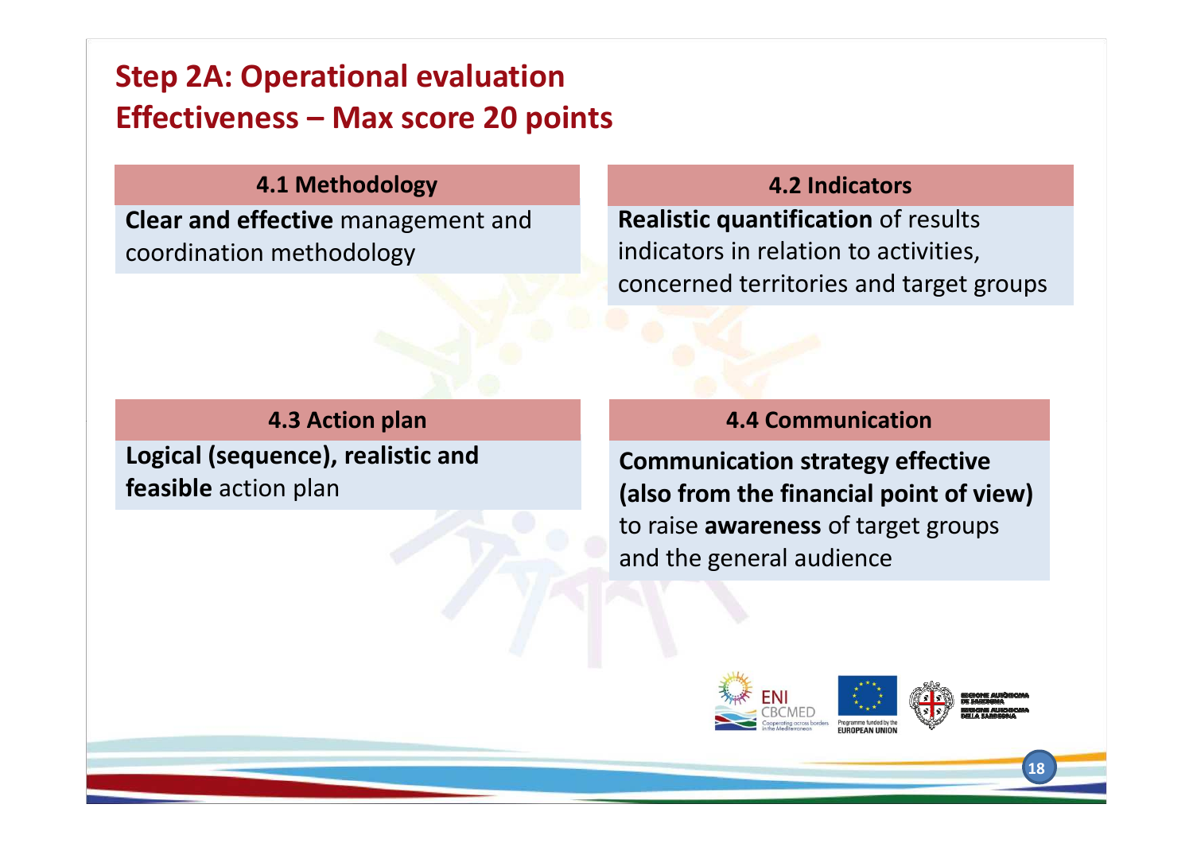# Step 2A: Operational evaluation
# Effectiveness – Max score 20 points

### 4.1 Methodology

**Clear and effective** management and coordination methodology

### 4.2 Indicators

**Realistic quantification** of results indicators in relation to activities, concerned territories and target groups

### 4.3 Action plan

**Logical (sequence), realistic and feasible** action plan

### 4.4 Communication

**Communication strategy effective (also from the financial point of view)** to raise **awareness** of target groups and the general audience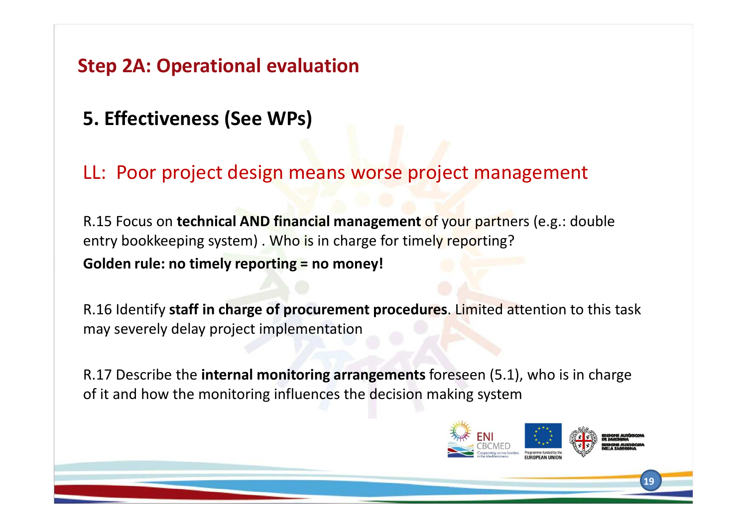## Step 2A: Operational evaluation

### 5. Effectiveness (See WPs)

LL: Poor project design means worse project management

R.15 Focus on **technical AND financial management** of your partners (e.g.: double entry bookkeeping system) . Who is in charge for timely reporting?
**Golden rule: no timely reporting = no money!**

R.16 Identify **staff in charge of procurement procedures**. Limited attention to this task may severely delay project implementation

R.17 Describe the **internal monitoring arrangements** foreseen (5.1), who is in charge of it and how the monitoring influences the decision making system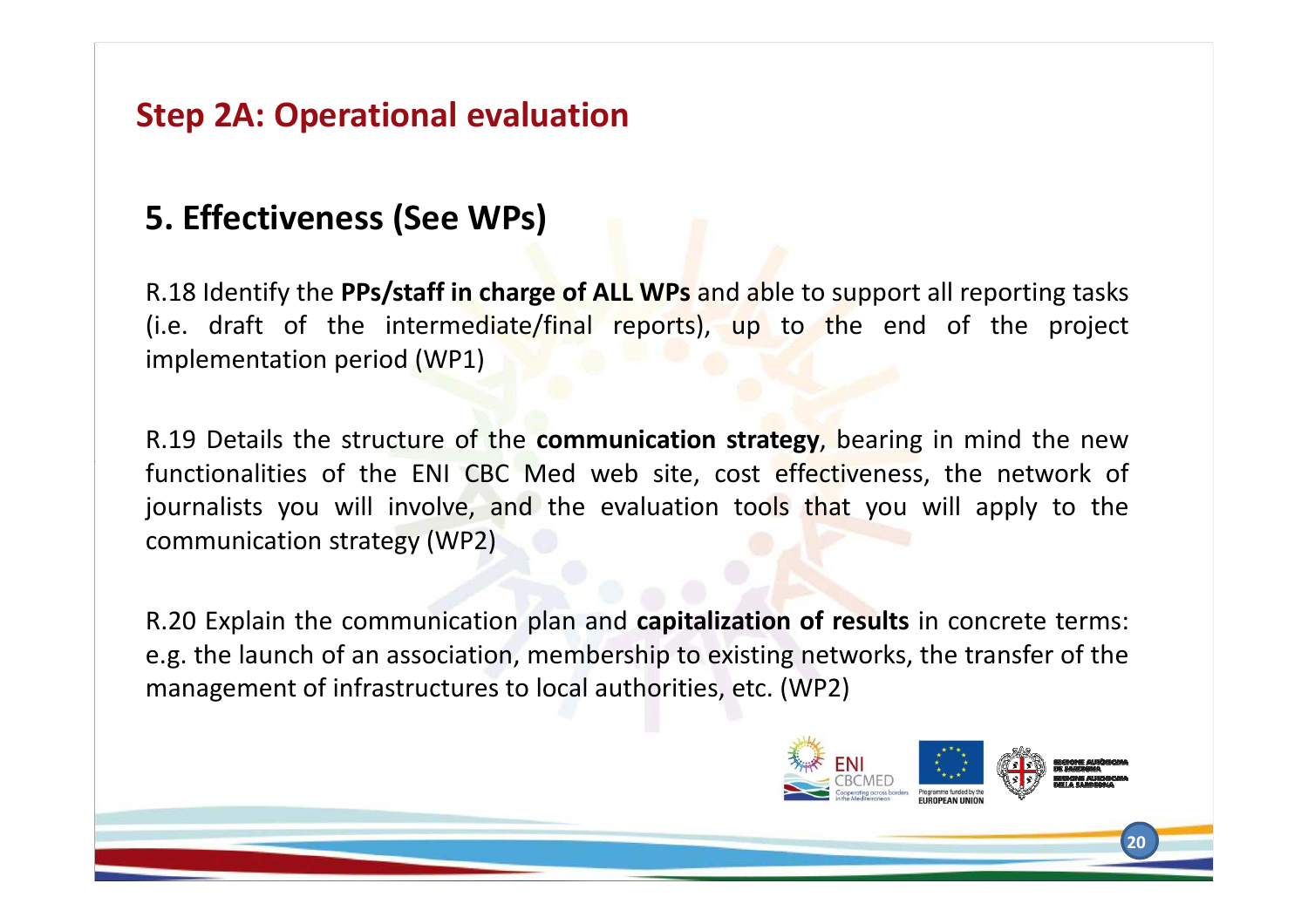## Step 2A: Operational evaluation

### 5. Effectiveness (See WPs)

R.18 Identify the **PPs/staff in charge of ALL WPs** and able to support all reporting tasks (i.e. draft of the intermediate/final reports), up to the end of the project implementation period (WP1)

R.19 Details the structure of the **communication strategy**, bearing in mind the new functionalities of the ENI CBC Med web site, cost effectiveness, the network of journalists you will involve, and the evaluation tools that you will apply to the communication strategy (WP2)

R.20 Explain the communication plan and **capitalization of results** in concrete terms: e.g. the launch of an association, membership to existing networks, the transfer of the management of infrastructures to local authorities, etc. (WP2)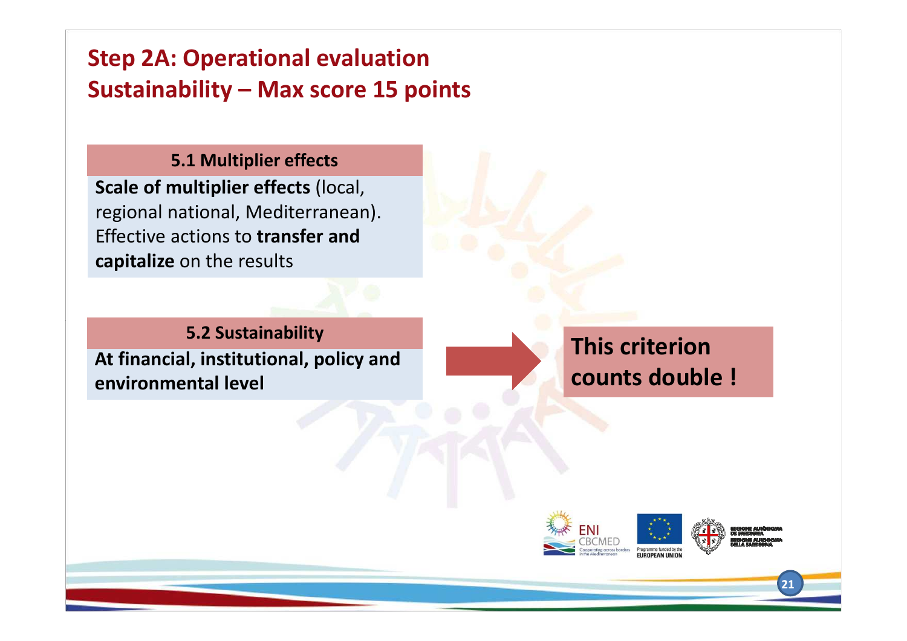# Step 2A: Operational evaluation
# Sustainability – Max score 15 points

### 5.1 Multiplier effects

**Scale of multiplier effects** (local, regional national, Mediterranean). Effective actions to **transfer and capitalize** on the results

### 5.2 Sustainability

**At financial, institutional, policy and environmental level**

**This criterion counts double !**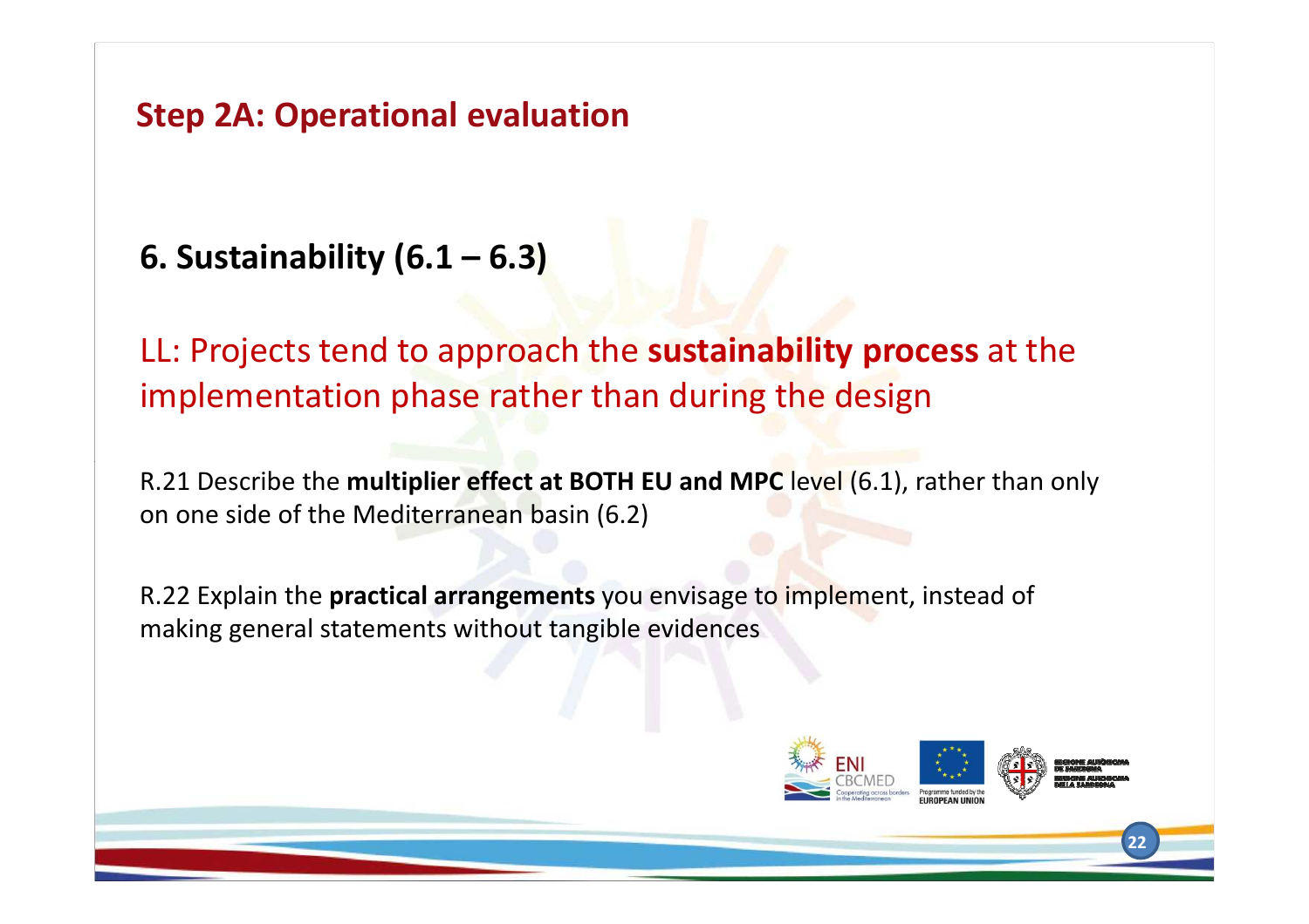## Step 2A: Operational evaluation

### 6. Sustainability (6.1 – 6.3)

LL: Projects tend to approach the **sustainability process** at the implementation phase rather than during the design

R.21 Describe the **multiplier effect at BOTH EU and MPC** level (6.1), rather than only on one side of the Mediterranean basin (6.2)

R.22 Explain the **practical arrangements** you envisage to implement, instead of making general statements without tangible evidences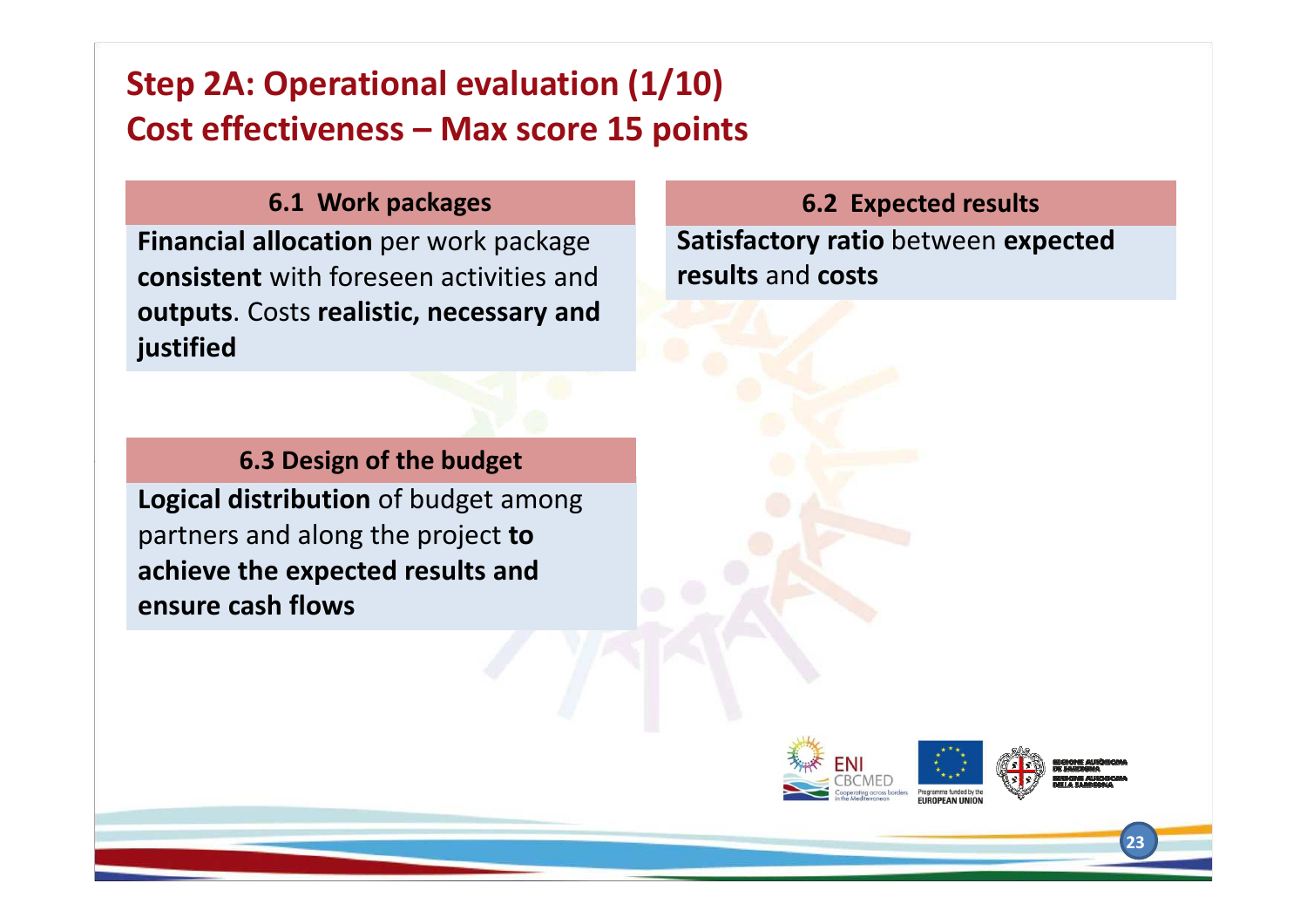# Step 2A: Operational evaluation (1/10)
# Cost effectiveness – Max score 15 points

### 6.1 Work packages

**Financial allocation** per work package **consistent** with foreseen activities and **outputs**. Costs **realistic, necessary and justified**

### 6.2 Expected results

**Satisfactory ratio** between **expected results** and **costs**

### 6.3 Design of the budget

**Logical distribution** of budget among partners and along the project **to achieve the expected results and ensure cash flows**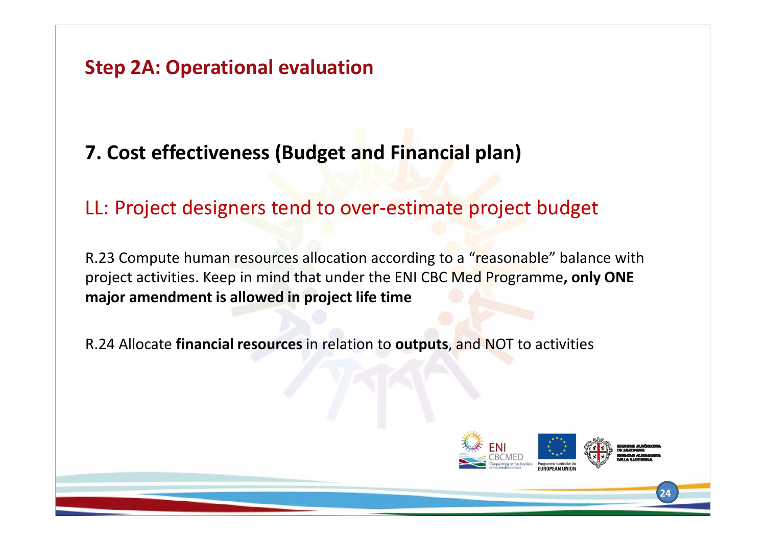## Step 2A: Operational evaluation

### 7. Cost effectiveness (Budget and Financial plan)

LL: Project designers tend to over-estimate project budget

R.23 Compute human resources allocation according to a "reasonable" balance with project activities. Keep in mind that under the ENI CBC Med Programme**, only ONE major amendment is allowed in project life time**

R.24 Allocate **financial resources** in relation to **outputs**, and NOT to activities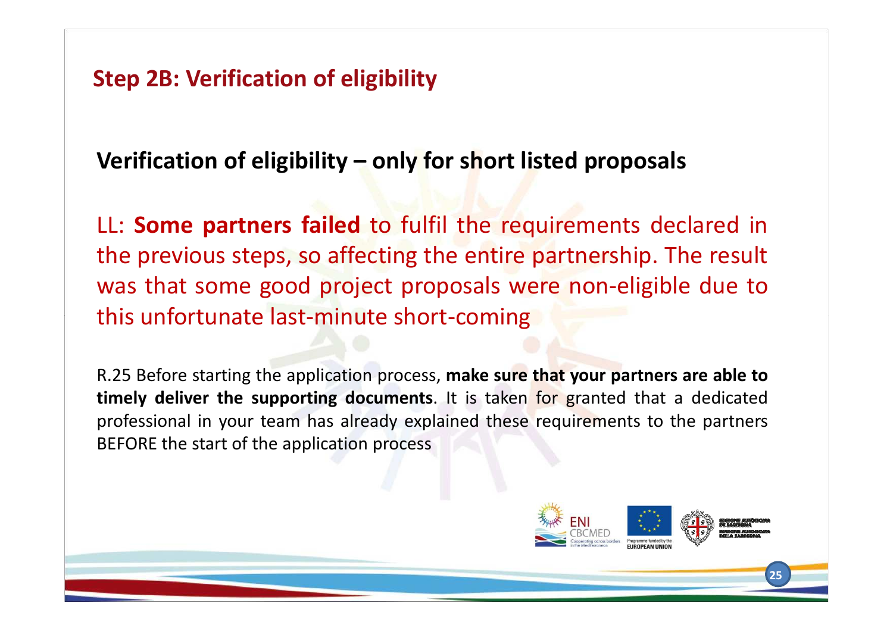## Step 2B: Verification of eligibility

**Verification of eligibility – only for short listed proposals**

LL: **Some partners failed** to fulfil the requirements declared in the previous steps, so affecting the entire partnership. The result was that some good project proposals were non-eligible due to this unfortunate last-minute short-coming

R.25 Before starting the application process, **make sure that your partners are able to timely deliver the supporting documents**. It is taken for granted that a dedicated professional in your team has already explained these requirements to the partners BEFORE the start of the application process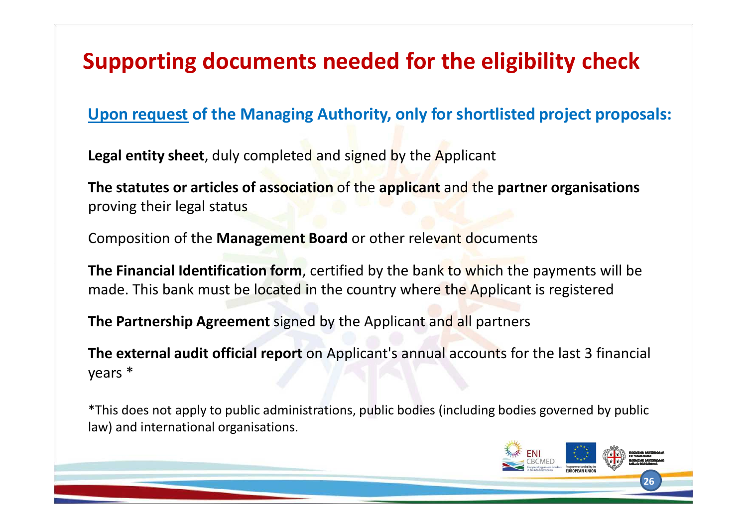# Supporting documents needed for the eligibility check

**Upon request of the Managing Authority, only for shortlisted project proposals:**

**Legal entity sheet**, duly completed and signed by the Applicant

**The statutes or articles of association** of the **applicant** and the **partner organisations** proving their legal status

Composition of the **Management Board** or other relevant documents

**The Financial Identification form**, certified by the bank to which the payments will be made. This bank must be located in the country where the Applicant is registered

**The Partnership Agreement** signed by the Applicant and all partners

**The external audit official report** on Applicant's annual accounts for the last 3 financial years *

*This does not apply to public administrations, public bodies (including bodies governed by public law) and international organisations.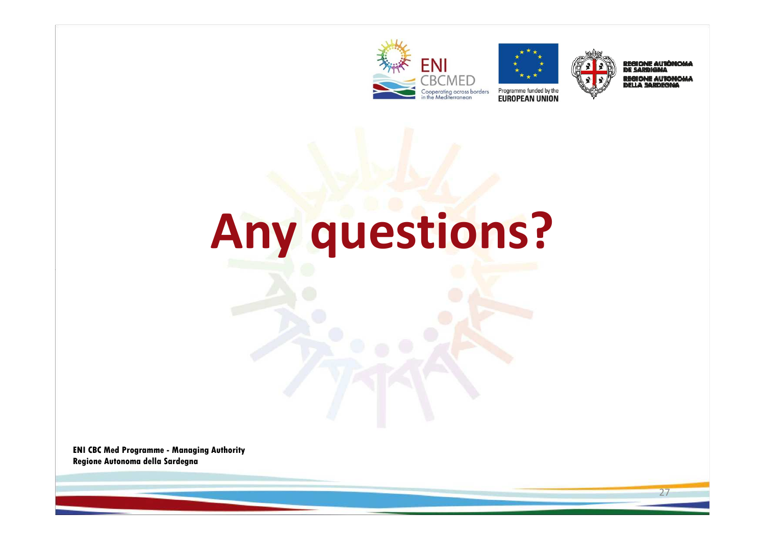# Any questions?

**ENI CBC Med Programme - Managing Authority**
**Regione Autonoma della Sardegna**